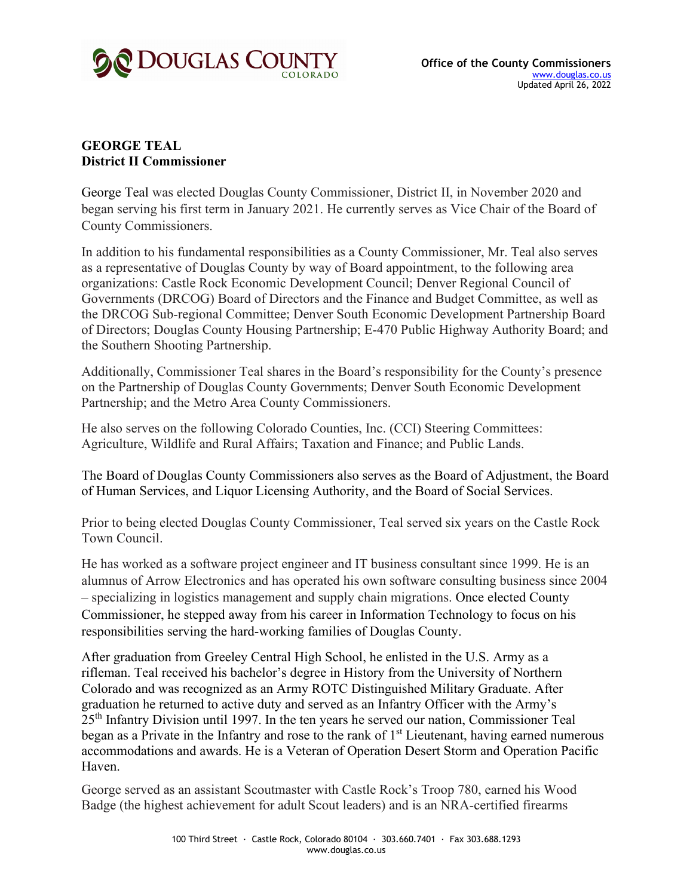DOUGLAS COUNTY
COLORADO

Office of the County Commissioners
www.douglas.co.us
Updated April 26, 2022

**GEORGE TEAL**
**District II Commissioner**

George Teal was elected Douglas County Commissioner, District II, in November 2020 and began serving his first term in January 2021. He currently serves as Vice Chair of the Board of County Commissioners.

In addition to his fundamental responsibilities as a County Commissioner, Mr. Teal also serves as a representative of Douglas County by way of Board appointment, to the following area organizations: Castle Rock Economic Development Council; Denver Regional Council of Governments (DRCOG) Board of Directors and the Finance and Budget Committee, as well as the DRCOG Sub-regional Committee; Denver South Economic Development Partnership Board of Directors; Douglas County Housing Partnership; E-470 Public Highway Authority Board; and the Southern Shooting Partnership.

Additionally, Commissioner Teal shares in the Board's responsibility for the County's presence on the Partnership of Douglas County Governments; Denver South Economic Development Partnership; and the Metro Area County Commissioners.

He also serves on the following Colorado Counties, Inc. (CCI) Steering Committees: Agriculture, Wildlife and Rural Affairs; Taxation and Finance; and Public Lands.

The Board of Douglas County Commissioners also serves as the Board of Adjustment, the Board of Human Services, and Liquor Licensing Authority, and the Board of Social Services.

Prior to being elected Douglas County Commissioner, Teal served six years on the Castle Rock Town Council.

He has worked as a software project engineer and IT business consultant since 1999. He is an alumnus of Arrow Electronics and has operated his own software consulting business since 2004 – specializing in logistics management and supply chain migrations. Once elected County Commissioner, he stepped away from his career in Information Technology to focus on his responsibilities serving the hard-working families of Douglas County.

After graduation from Greeley Central High School, he enlisted in the U.S. Army as a rifleman. Teal received his bachelor's degree in History from the University of Northern Colorado and was recognized as an Army ROTC Distinguished Military Graduate. After graduation he returned to active duty and served as an Infantry Officer with the Army's 25th Infantry Division until 1997. In the ten years he served our nation, Commissioner Teal began as a Private in the Infantry and rose to the rank of 1st Lieutenant, having earned numerous accommodations and awards. He is a Veteran of Operation Desert Storm and Operation Pacific Haven.

George served as an assistant Scoutmaster with Castle Rock's Troop 780, earned his Wood Badge (the highest achievement for adult Scout leaders) and is an NRA-certified firearms

100 Third Street · Castle Rock, Colorado 80104 · 303.660.7401 · Fax 303.688.1293
www.douglas.co.us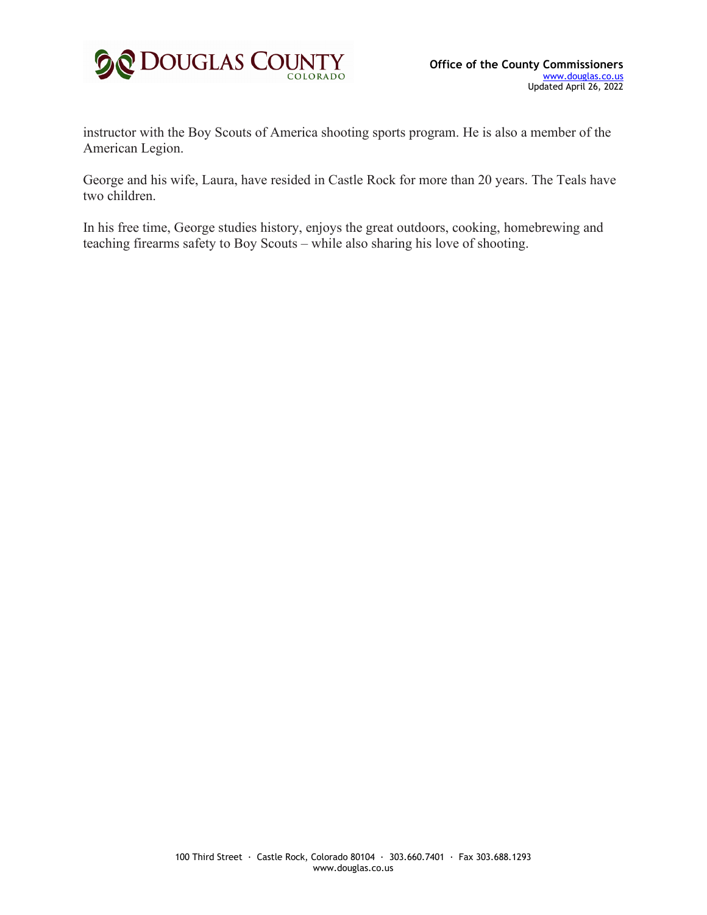instructor with the Boy Scouts of America shooting sports program. He is also a member of the American Legion.

George and his wife, Laura, have resided in Castle Rock for more than 20 years. The Teals have two children.

In his free time, George studies history, enjoys the great outdoors, cooking, homebrewing and teaching firearms safety to Boy Scouts – while also sharing his love of shooting.